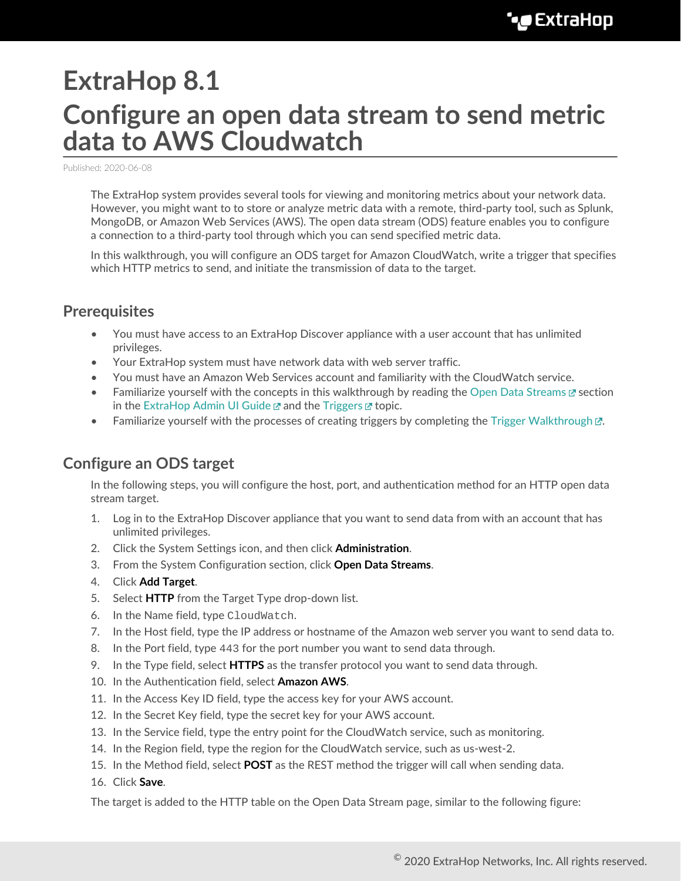# ExtraHop 8.1

# Configure an open data stream to send metric data to AWS Cloudwatch

Published: 2020-06-08

The ExtraHop system provides several tools for viewing and monitoring metrics about your network data. However, you might want to to store or analyze metric data with a remote, third-party tool, such as Splunk, MongoDB, or Amazon Web Services (AWS). The open data stream (ODS) feature enables you to configure a connection to a third-party tool through which you can send specified metric data.

In this walkthrough, you will configure an ODS target for Amazon CloudWatch, write a trigger that specifies which HTTP metrics to send, and initiate the transmission of data to the target.

## Prerequisites

- You must have access to an ExtraHop Discover appliance with a user account that has unlimited privileges.
- Your ExtraHop system must have network data with web server traffic.
- You must have an Amazon Web Services account and familiarity with the CloudWatch service.
- Familiarize yourself with the concepts in this walkthrough by reading the Open Data Streams section in the ExtraHop Admin UI Guide and the Triggers topic.
- Familiarize yourself with the processes of creating triggers by completing the Trigger Walkthrough.

## Configure an ODS target

In the following steps, you will configure the host, port, and authentication method for an HTTP open data stream target.

1. Log in to the ExtraHop Discover appliance that you want to send data from with an account that has unlimited privileges.
2. Click the System Settings icon, and then click **Administration**.
3. From the System Configuration section, click **Open Data Streams**.
4. Click **Add Target**.
5. Select **HTTP** from the Target Type drop-down list.
6. In the Name field, type `CloudWatch`.
7. In the Host field, type the IP address or hostname of the Amazon web server you want to send data to.
8. In the Port field, type 443 for the port number you want to send data through.
9. In the Type field, select **HTTPS** as the transfer protocol you want to send data through.
10. In the Authentication field, select **Amazon AWS**.
11. In the Access Key ID field, type the access key for your AWS account.
12. In the Secret Key field, type the secret key for your AWS account.
13. In the Service field, type the entry point for the CloudWatch service, such as monitoring.
14. In the Region field, type the region for the CloudWatch service, such as us-west-2.
15. In the Method field, select **POST** as the REST method the trigger will call when sending data.
16. Click **Save**.

The target is added to the HTTP table on the Open Data Stream page, similar to the following figure: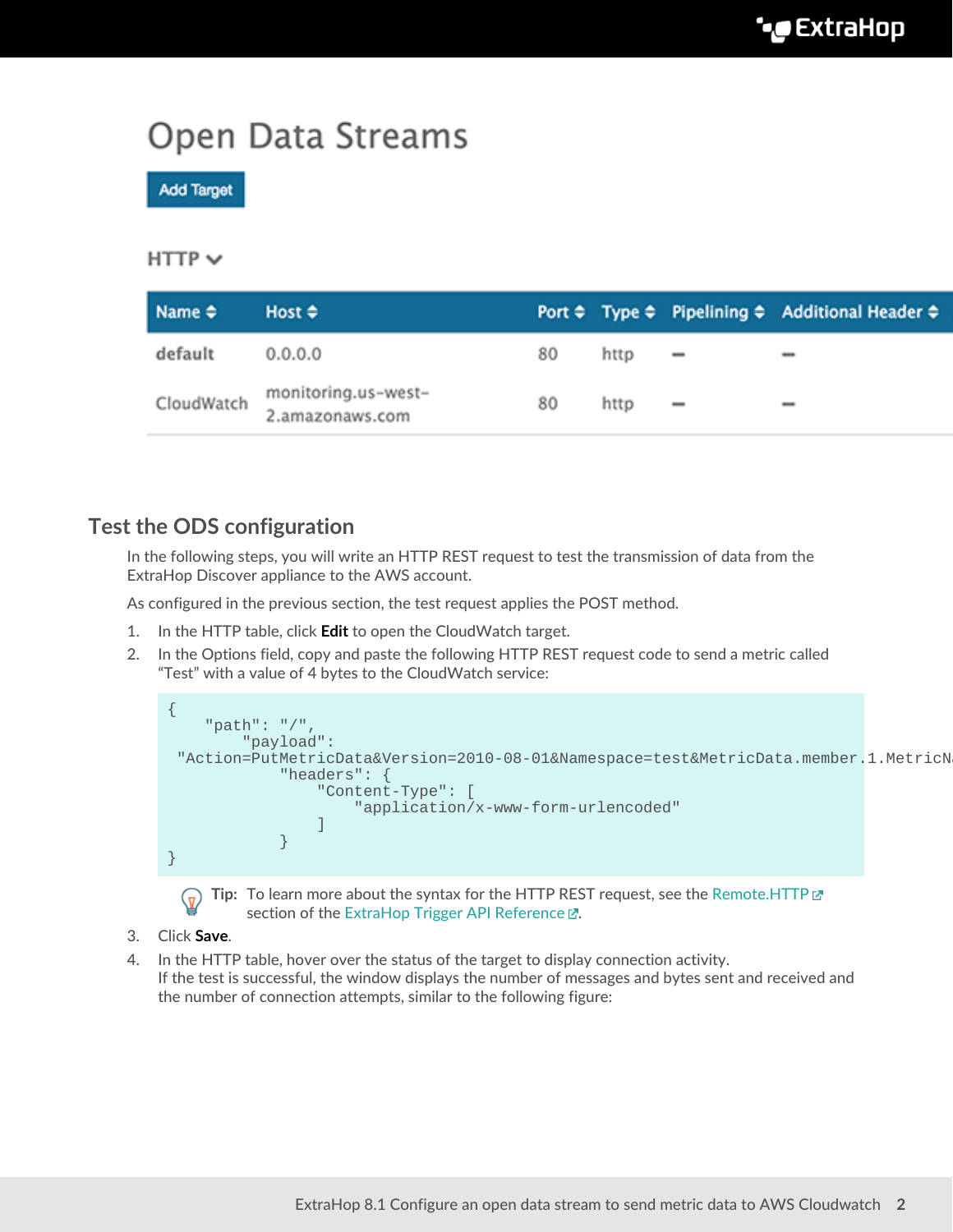# Open Data Streams

Add Target

HTTP

| Name | Host | Port | Type | Pipelining | Additional Header |
| --- | --- | --- | --- | --- | --- |
| default | 0.0.0.0 | 80 | http | – | – |
| CloudWatch | monitoring.us-west-2.amazonaws.com | 80 | http | – | – |

## Test the ODS configuration

In the following steps, you will write an HTTP REST request to test the transmission of data from the ExtraHop Discover appliance to the AWS account.

As configured in the previous section, the test request applies the POST method.

1. In the HTTP table, click **Edit** to open the CloudWatch target.
2. In the Options field, copy and paste the following HTTP REST request code to send a metric called "Test" with a value of 4 bytes to the CloudWatch service:

```
{
    "path": "/",
        "payload":
 "Action=PutMetricData&Version=2010-08-01&Namespace=test&MetricData.member.1.MetricN
            "headers": {
                "Content-Type": [
                    "application/x-www-form-urlencoded"
                ]
            }
}
```

> **Tip:** To learn more about the syntax for the HTTP REST request, see the Remote.HTTP section of the ExtraHop Trigger API Reference.

3. Click **Save**.
4. In the HTTP table, hover over the status of the target to display connection activity.
   If the test is successful, the window displays the number of messages and bytes sent and received and the number of connection attempts, similar to the following figure: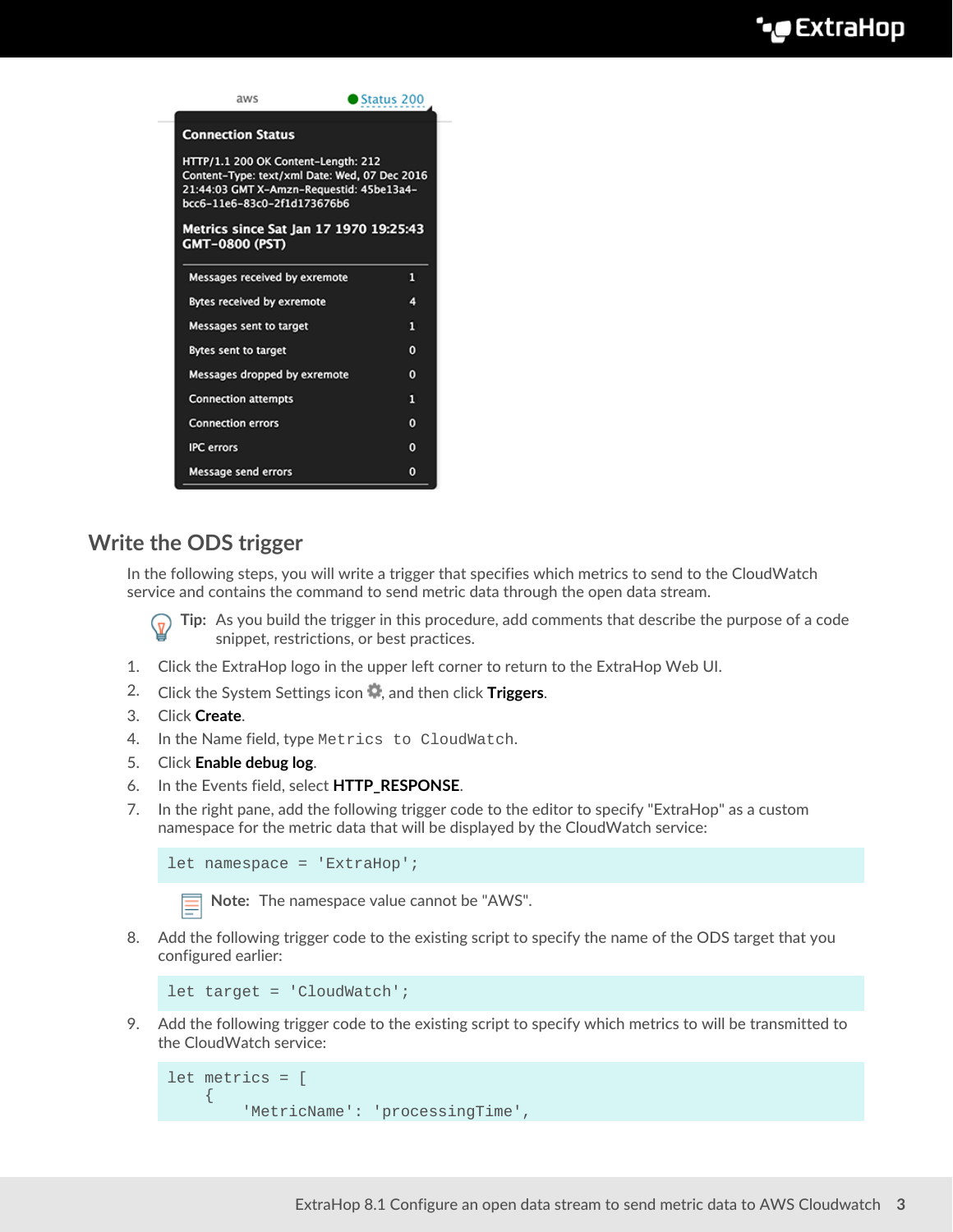aws Status 200

**Connection Status**

HTTP/1.1 200 OK Content-Length: 212 Content-Type: text/xml Date: Wed, 07 Dec 2016 21:44:03 GMT X-Amzn-Requestid: 45be13a4-bcc6-11e6-83c0-2f1d173676b6

**Metrics since Sat Jan 17 1970 19:25:43 GMT-0800 (PST)**

| | |
|---|---|
| Messages received by exremote | 1 |
| Bytes received by exremote | 4 |
| Messages sent to target | 1 |
| Bytes sent to target | 0 |
| Messages dropped by exremote | 0 |
| Connection attempts | 1 |
| Connection errors | 0 |
| IPC errors | 0 |
| Message send errors | 0 |

## Write the ODS trigger

In the following steps, you will write a trigger that specifies which metrics to send to the CloudWatch service and contains the command to send metric data through the open data stream.

> **Tip:** As you build the trigger in this procedure, add comments that describe the purpose of a code snippet, restrictions, or best practices.

1. Click the ExtraHop logo in the upper left corner to return to the ExtraHop Web UI.
2. Click the System Settings icon, and then click **Triggers**.
3. Click **Create**.
4. In the Name field, type `Metrics to CloudWatch`.
5. Click **Enable debug log**.
6. In the Events field, select **HTTP_RESPONSE**.
7. In the right pane, add the following trigger code to the editor to specify "ExtraHop" as a custom namespace for the metric data that will be displayed by the CloudWatch service:

   ```
   let namespace = 'ExtraHop';
   ```

   > **Note:** The namespace value cannot be "AWS".

8. Add the following trigger code to the existing script to specify the name of the ODS target that you configured earlier:

   ```
   let target = 'CloudWatch';
   ```

9. Add the following trigger code to the existing script to specify which metrics to will be transmitted to the CloudWatch service:

   ```
   let metrics = [
       {
           'MetricName': 'processingTime',
   ```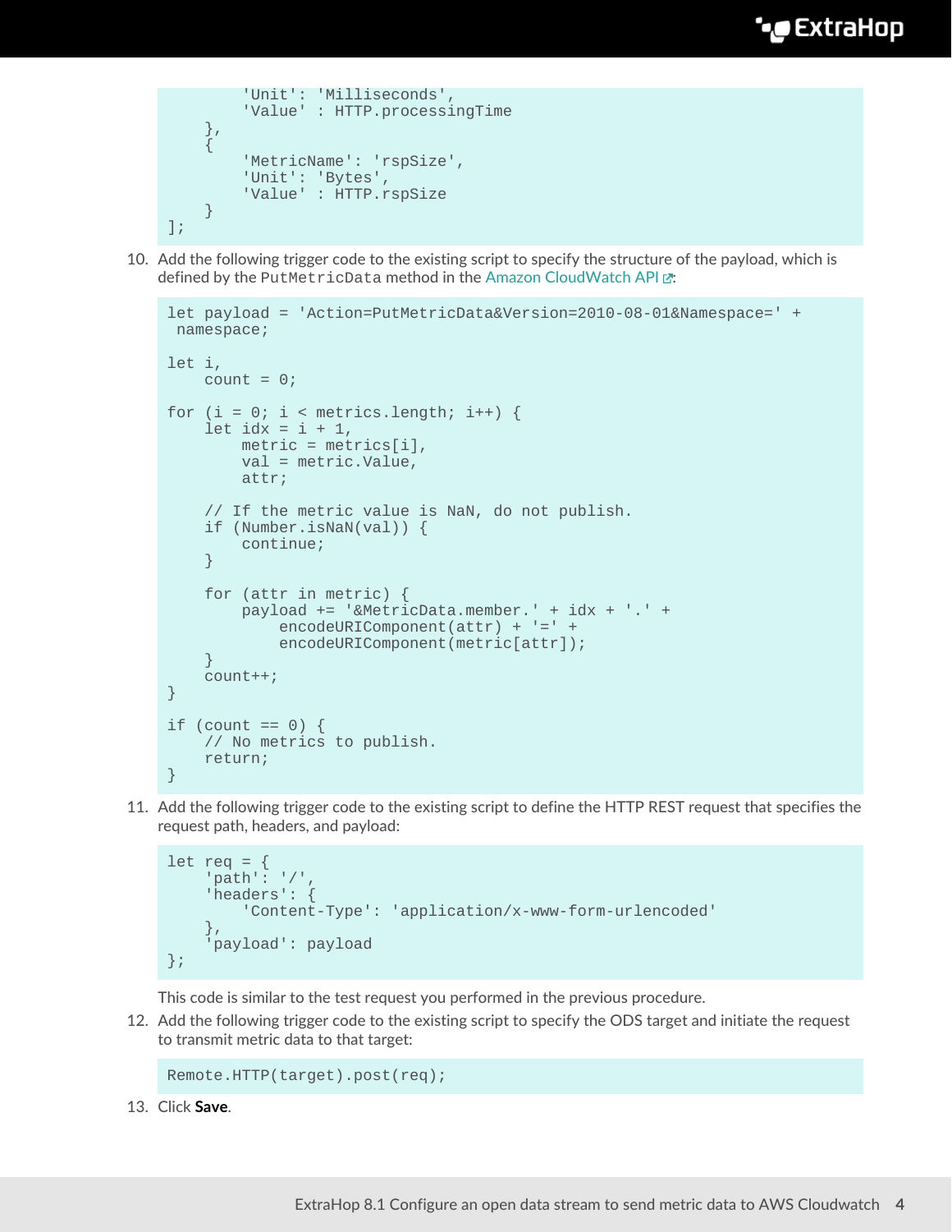```
        'Unit': 'Milliseconds',
        'Value' : HTTP.processingTime
    },
    {
        'MetricName': 'rspSize',
        'Unit': 'Bytes',
        'Value' : HTTP.rspSize
    }
];
```

10. Add the following trigger code to the existing script to specify the structure of the payload, which is defined by the PutMetricData method in the Amazon CloudWatch API:

```
let payload = 'Action=PutMetricData&Version=2010-08-01&Namespace=' +
 namespace;

let i,
    count = 0;

for (i = 0; i < metrics.length; i++) {
    let idx = i + 1,
        metric = metrics[i],
        val = metric.Value,
        attr;

    // If the metric value is NaN, do not publish.
    if (Number.isNaN(val)) {
        continue;
    }

    for (attr in metric) {
        payload += '&MetricData.member.' + idx + '.' +
            encodeURIComponent(attr) + '=' +
            encodeURIComponent(metric[attr]);
    }
    count++;
}

if (count == 0) {
    // No metrics to publish.
    return;
}
```

11. Add the following trigger code to the existing script to define the HTTP REST request that specifies the request path, headers, and payload:

```
let req = {
    'path': '/',
    'headers': {
        'Content-Type': 'application/x-www-form-urlencoded'
    },
    'payload': payload
};
```

This code is similar to the test request you performed in the previous procedure.

12. Add the following trigger code to the existing script to specify the ODS target and initiate the request to transmit metric data to that target:

```
Remote.HTTP(target).post(req);
```

13. Click **Save**.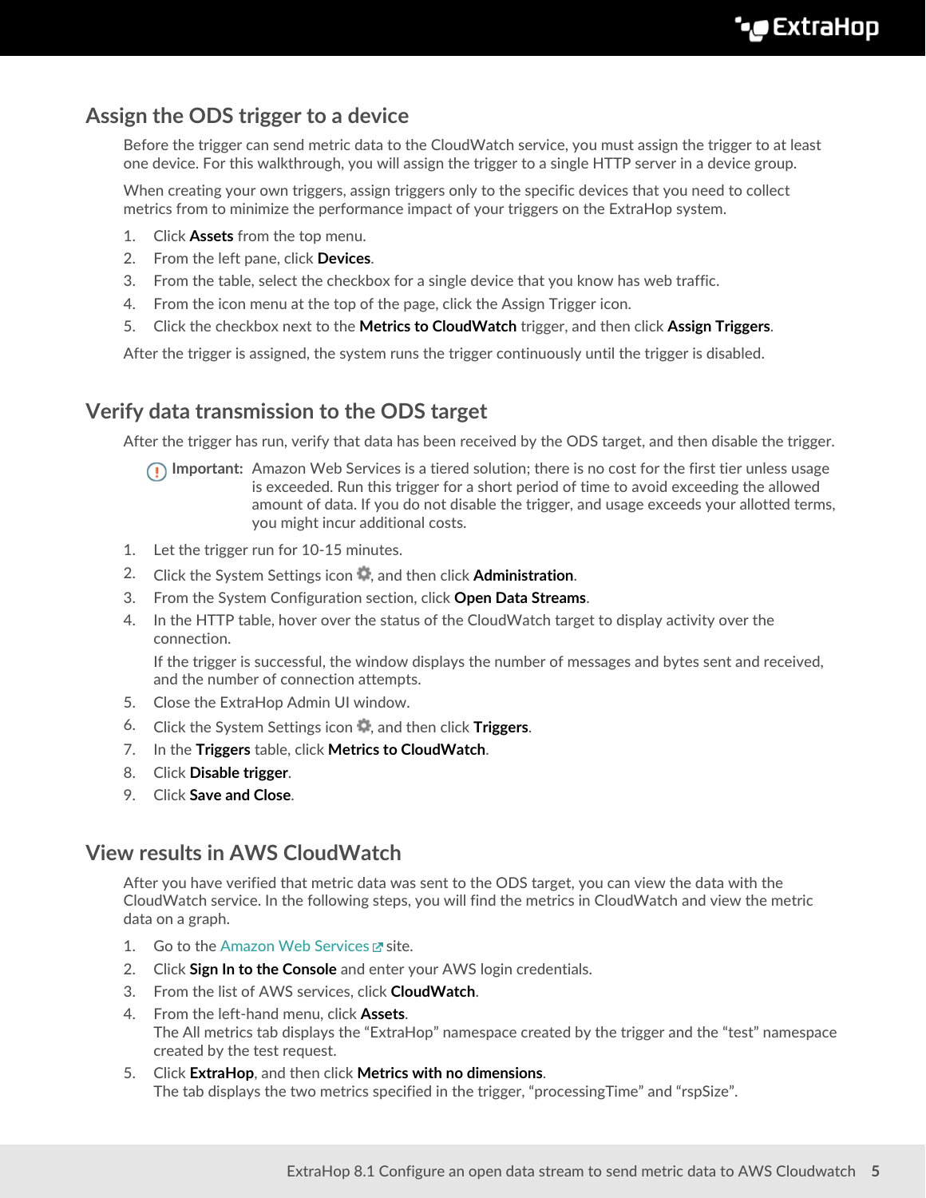## Assign the ODS trigger to a device

Before the trigger can send metric data to the CloudWatch service, you must assign the trigger to at least one device. For this walkthrough, you will assign the trigger to a single HTTP server in a device group.

When creating your own triggers, assign triggers only to the specific devices that you need to collect metrics from to minimize the performance impact of your triggers on the ExtraHop system.

1. Click **Assets** from the top menu.
2. From the left pane, click **Devices**.
3. From the table, select the checkbox for a single device that you know has web traffic.
4. From the icon menu at the top of the page, click the Assign Trigger icon.
5. Click the checkbox next to the **Metrics to CloudWatch** trigger, and then click **Assign Triggers**.

After the trigger is assigned, the system runs the trigger continuously until the trigger is disabled.

## Verify data transmission to the ODS target

After the trigger has run, verify that data has been received by the ODS target, and then disable the trigger.

> **Important:** Amazon Web Services is a tiered solution; there is no cost for the first tier unless usage is exceeded. Run this trigger for a short period of time to avoid exceeding the allowed amount of data. If you do not disable the trigger, and usage exceeds your allotted terms, you might incur additional costs.

1. Let the trigger run for 10-15 minutes.
2. Click the System Settings icon, and then click **Administration**.
3. From the System Configuration section, click **Open Data Streams**.
4. In the HTTP table, hover over the status of the CloudWatch target to display activity over the connection.

   If the trigger is successful, the window displays the number of messages and bytes sent and received, and the number of connection attempts.
5. Close the ExtraHop Admin UI window.
6. Click the System Settings icon, and then click **Triggers**.
7. In the **Triggers** table, click **Metrics to CloudWatch**.
8. Click **Disable trigger**.
9. Click **Save and Close**.

## View results in AWS CloudWatch

After you have verified that metric data was sent to the ODS target, you can view the data with the CloudWatch service. In the following steps, you will find the metrics in CloudWatch and view the metric data on a graph.

1. Go to the Amazon Web Services site.
2. Click **Sign In to the Console** and enter your AWS login credentials.
3. From the list of AWS services, click **CloudWatch**.
4. From the left-hand menu, click **Assets**.
   The All metrics tab displays the "ExtraHop" namespace created by the trigger and the "test" namespace created by the test request.
5. Click **ExtraHop**, and then click **Metrics with no dimensions**.
   The tab displays the two metrics specified in the trigger, "processingTime" and "rspSize".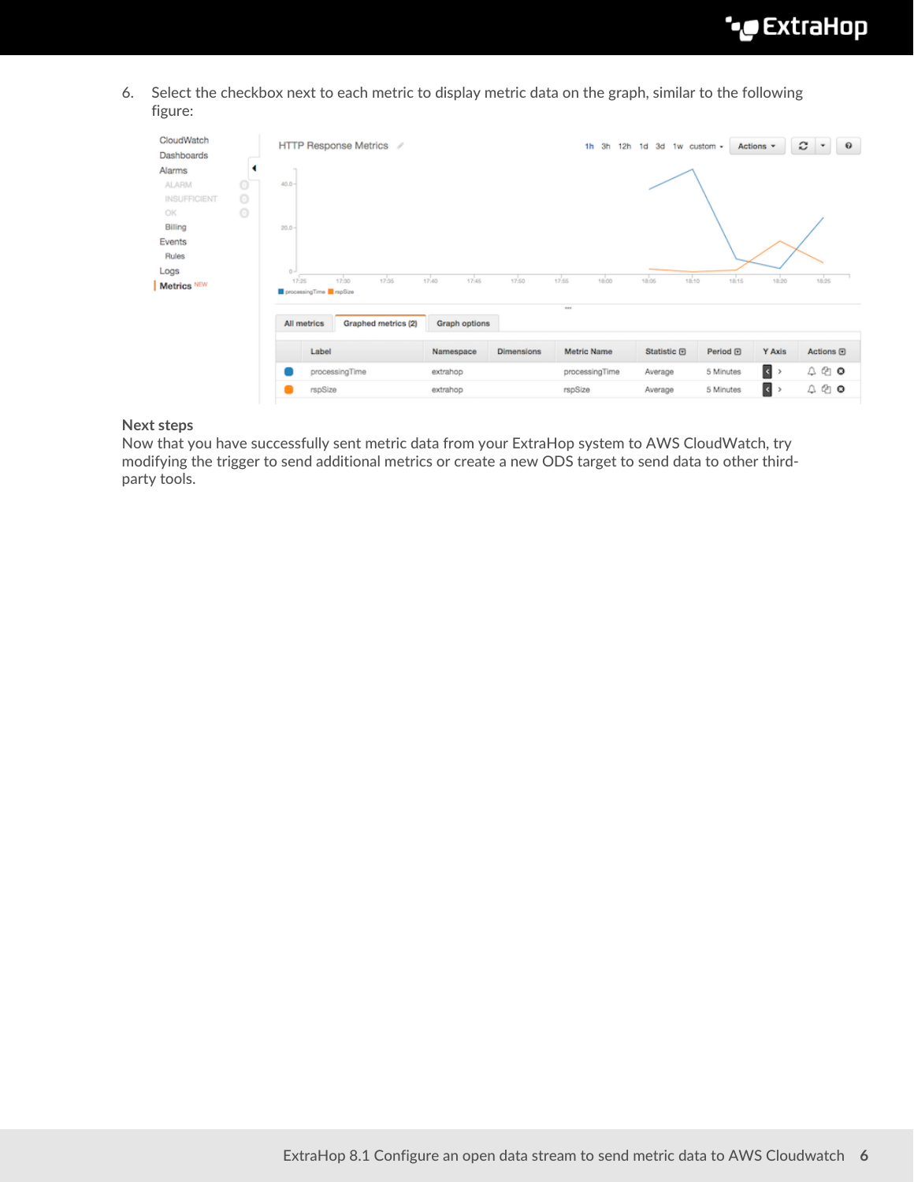6. Select the checkbox next to each metric to display metric data on the graph, similar to the following figure:

**Next steps**

Now that you have successfully sent metric data from your ExtraHop system to AWS CloudWatch, try modifying the trigger to send additional metrics or create a new ODS target to send data to other third-party tools.